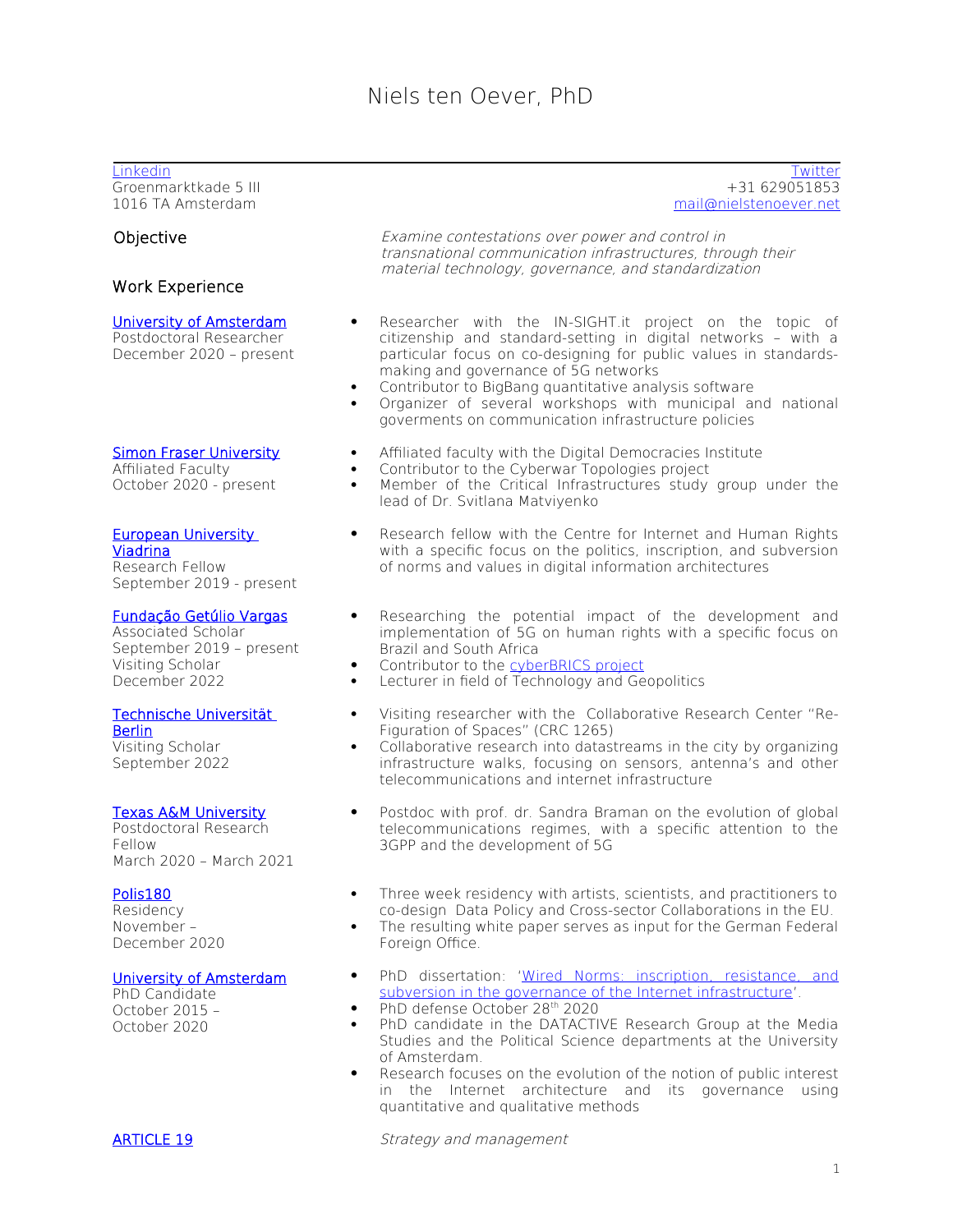# Niels ten Oever, PhD

[Linkedin](#) | [Twitter](#)

Groenmarktkade 5 III
1016 TA Amsterdam

+31 629051853
mail@nielstenoever.net

## Objective

*Examine contestations over power and control in transnational communication infrastructures, through their material technology, governance, and standardization*

## Work Experience

**University of Amsterdam**
Postdoctoral Researcher
December 2020 – present

- Researcher with the IN-SIGHT.it project on the topic of citizenship and standard-setting in digital networks – with a particular focus on co-designing for public values in standards-making and governance of 5G networks
- Contributor to BigBang quantitative analysis software
- Organizer of several workshops with municipal and national goverments on communication infrastructure policies

**Simon Fraser University**
Affiliated Faculty
October 2020 - present

- Affiliated faculty with the Digital Democracies Institute
- Contributor to the Cyberwar Topologies project
- Member of the Critical Infrastructures study group under the lead of Dr. Svitlana Matviyenko

**European University Viadrina**
Research Fellow
September 2019 - present

- Research fellow with the Centre for Internet and Human Rights with a specific focus on the politics, inscription, and subversion of norms and values in digital information architectures

**Fundação Getúlio Vargas**
Associated Scholar
September 2019 – present
Visiting Scholar
December 2022

- Researching the potential impact of the development and implementation of 5G on human rights with a specific focus on Brazil and South Africa
- Contributor to the cyberBRICS project
- Lecturer in field of Technology and Geopolitics

**Technische Universität Berlin**
Visiting Scholar
September 2022

- Visiting researcher with the Collaborative Research Center "Re-Figuration of Spaces" (CRC 1265)
- Collaborative research into datastreams in the city by organizing infrastructure walks, focusing on sensors, antenna's and other telecommunications and internet infrastructure

**Texas A&M University**
Postdoctoral Research Fellow
March 2020 – March 2021

- Postdoc with prof. dr. Sandra Braman on the evolution of global telecommunications regimes, with a specific attention to the 3GPP and the development of 5G

**Polis180**
Residency
November – December 2020

- Three week residency with artists, scientists, and practitioners to co-design Data Policy and Cross-sector Collaborations in the EU.
- The resulting white paper serves as input for the German Federal Foreign Office.

**University of Amsterdam**
PhD Candidate
October 2015 – October 2020

- PhD dissertation: 'Wired Norms: inscription, resistance, and subversion in the governance of the Internet infrastructure'.
- PhD defense October 28th 2020
- PhD candidate in the DATACTIVE Research Group at the Media Studies and the Political Science departments at the University of Amsterdam.
- Research focuses on the evolution of the notion of public interest in the Internet architecture and its governance using quantitative and qualitative methods

**ARTICLE 19**

*Strategy and management*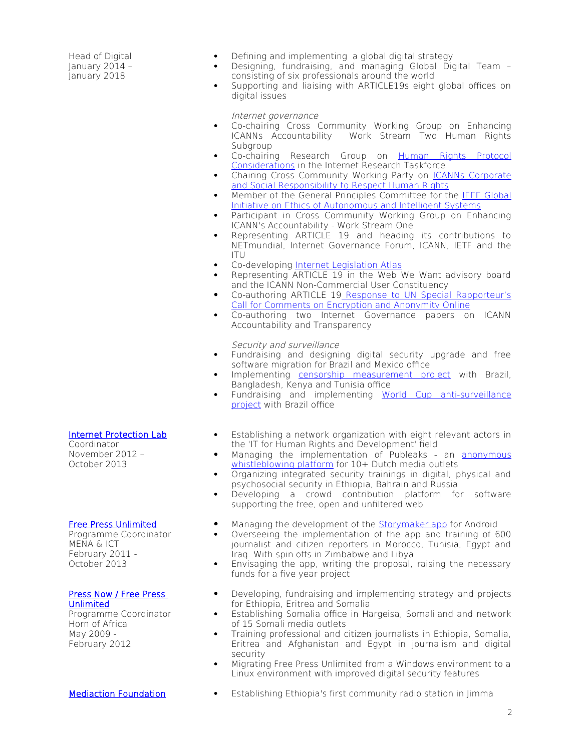Head of Digital
January 2014 –
January 2018

- Defining and implementing a global digital strategy
- Designing, fundraising, and managing Global Digital Team – consisting of six professionals around the world
- Supporting and liaising with ARTICLE19s eight global offices on digital issues

*Internet governance*

- Co-chairing Cross Community Working Group on Enhancing ICANNs Accountability Work Stream Two Human Rights Subgroup
- Co-chairing Research Group on Human Rights Protocol Considerations in the Internet Research Taskforce
- Chairing Cross Community Working Party on ICANNs Corporate and Social Responsibility to Respect Human Rights
- Member of the General Principles Committee for the IEEE Global Initiative on Ethics of Autonomous and Intelligent Systems
- Participant in Cross Community Working Group on Enhancing ICANN's Accountability - Work Stream One
- Representing ARTICLE 19 and heading its contributions to NETmundial, Internet Governance Forum, ICANN, IETF and the ITU
- Co-developing Internet Legislation Atlas
- Representing ARTICLE 19 in the Web We Want advisory board and the ICANN Non-Commercial User Constituency
- Co-authoring ARTICLE 19 Response to UN Special Rapporteur's Call for Comments on Encryption and Anonymity Online
- Co-authoring two Internet Governance papers on ICANN Accountability and Transparency

*Security and surveillance*

- Fundraising and designing digital security upgrade and free software migration for Brazil and Mexico office
- Implementing censorship measurement project with Brazil, Bangladesh, Kenya and Tunisia office
- Fundraising and implementing World Cup anti-surveillance project with Brazil office

Internet Protection Lab
Coordinator
November 2012 –
October 2013

- Establishing a network organization with eight relevant actors in the 'IT for Human Rights and Development' field
- Managing the implementation of Publeaks - an anonymous whistleblowing platform for 10+ Dutch media outlets
- Organizing integrated security trainings in digital, physical and psychosocial security in Ethiopia, Bahrain and Russia
- Developing a crowd contribution platform for software supporting the free, open and unfiltered web

Free Press Unlimited
Programme Coordinator
MENA & ICT
February 2011 -
October 2013

- Managing the development of the Storymaker app for Android
- Overseeing the implementation of the app and training of 600 journalist and citizen reporters in Morocco, Tunisia, Egypt and Iraq. With spin offs in Zimbabwe and Libya
- Envisaging the app, writing the proposal, raising the necessary funds for a five year project

Press Now / Free Press Unlimited
Programme Coordinator
Horn of Africa
May 2009 -
February 2012

- Developing, fundraising and implementing strategy and projects for Ethiopia, Eritrea and Somalia
- Establishing Somalia office in Hargeisa, Somaliland and network of 15 Somali media outlets
- Training professional and citizen journalists in Ethiopia, Somalia, Eritrea and Afghanistan and Egypt in journalism and digital security
- Migrating Free Press Unlimited from a Windows environment to a Linux environment with improved digital security features

Mediaction Foundation

- Establishing Ethiopia's first community radio station in Jimma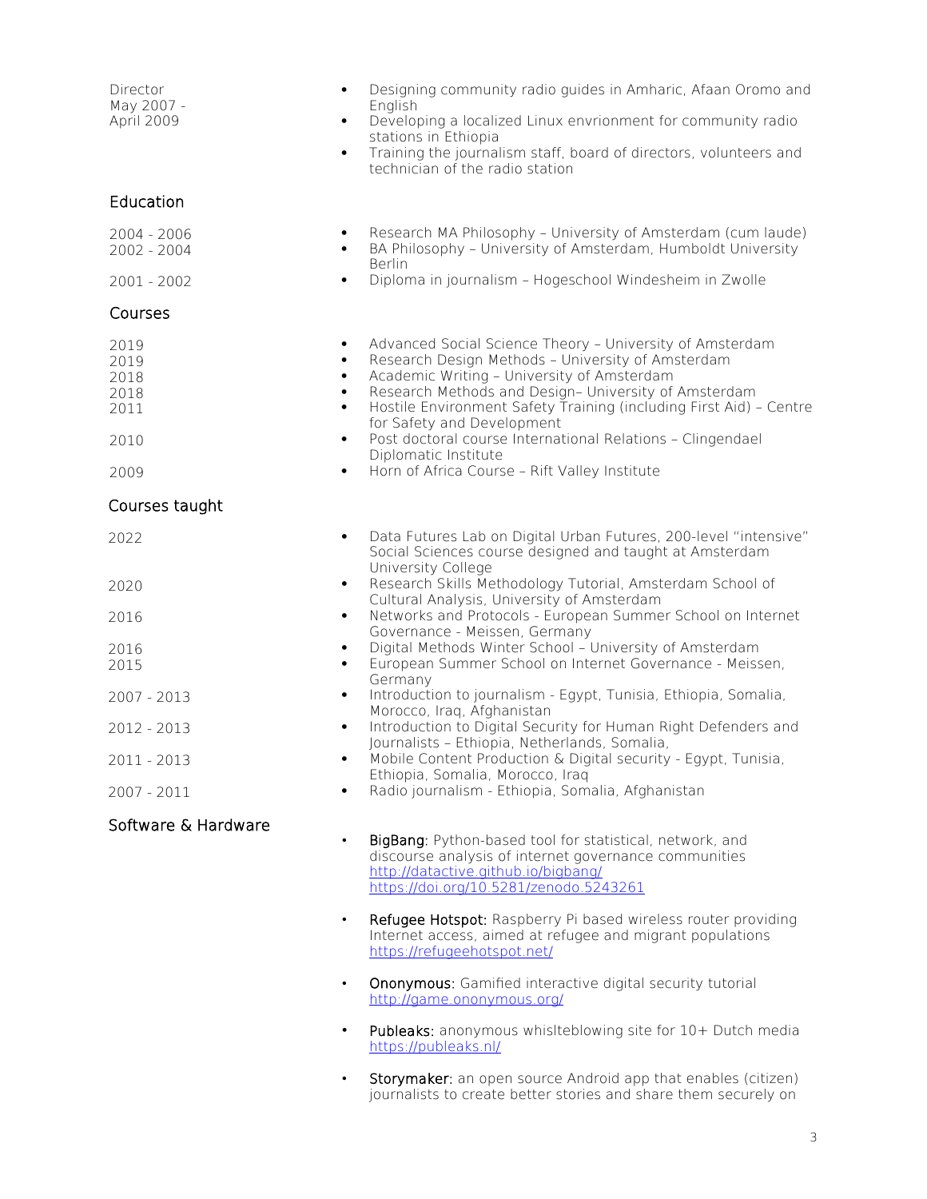Director
May 2007 - April 2009

- Designing community radio guides in Amharic, Afaan Oromo and English
- Developing a localized Linux envrionment for community radio stations in Ethiopia
- Training the journalism staff, board of directors, volunteers and technician of the radio station

## Education

| | |
|---|---|
| 2004 - 2006 | Research MA Philosophy – University of Amsterdam (cum laude) |
| 2002 - 2004 | BA Philosophy – University of Amsterdam, Humboldt University Berlin |
| 2001 - 2002 | Diploma in journalism – Hogeschool Windesheim in Zwolle |

## Courses

| | |
|---|---|
| 2019 | Advanced Social Science Theory – University of Amsterdam |
| 2019 | Research Design Methods – University of Amsterdam |
| 2018 | Academic Writing – University of Amsterdam |
| 2018 | Research Methods and Design– University of Amsterdam |
| 2011 | Hostile Environment Safety Training (including First Aid) – Centre for Safety and Development |
| 2010 | Post doctoral course International Relations – Clingendael Diplomatic Institute |
| 2009 | Horn of Africa Course – Rift Valley Institute |

## Courses taught

| | |
|---|---|
| 2022 | Data Futures Lab on Digital Urban Futures, 200-level "intensive" Social Sciences course designed and taught at Amsterdam University College |
| 2020 | Research Skills Methodology Tutorial, Amsterdam School of Cultural Analysis, University of Amsterdam |
| 2016 | Networks and Protocols - European Summer School on Internet Governance - Meissen, Germany |
| 2016 | Digital Methods Winter School – University of Amsterdam |
| 2015 | European Summer School on Internet Governance - Meissen, Germany |
| 2007 - 2013 | Introduction to journalism - Egypt, Tunisia, Ethiopia, Somalia, Morocco, Iraq, Afghanistan |
| 2012 - 2013 | Introduction to Digital Security for Human Right Defenders and Journalists – Ethiopia, Netherlands, Somalia, |
| 2011 - 2013 | Mobile Content Production & Digital security - Egypt, Tunisia, Ethiopia, Somalia, Morocco, Iraq |
| 2007 - 2011 | Radio journalism - Ethiopia, Somalia, Afghanistan |

## Software & Hardware

- BigBang: Python-based tool for statistical, network, and discourse analysis of internet governance communities
  http://datactive.github.io/bigbang/
  https://doi.org/10.5281/zenodo.5243261

- Refugee Hotspot: Raspberry Pi based wireless router providing Internet access, aimed at refugee and migrant populations
  https://refugeehotspot.net/

- Ononymous: Gamified interactive digital security tutorial
  http://game.ononymous.org/

- Publeaks: anonymous whislteblowing site for 10+ Dutch media
  https://publeaks.nl/

- Storymaker: an open source Android app that enables (citizen) journalists to create better stories and share them securely on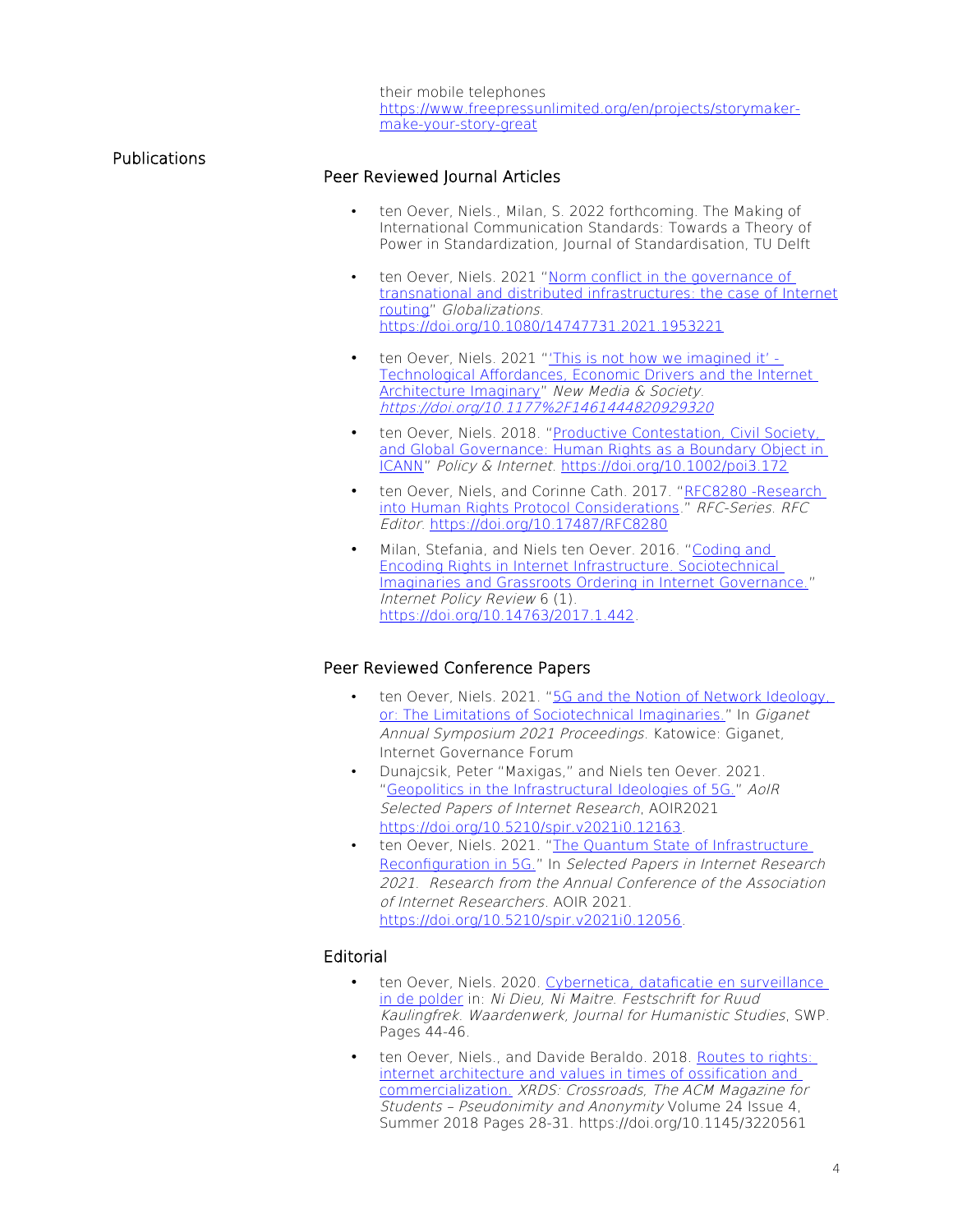their mobile telephones
https://www.freepressunlimited.org/en/projects/storymaker-make-your-story-great

## Publications

### Peer Reviewed Journal Articles

- ten Oever, Niels., Milan, S. 2022 forthcoming. The Making of International Communication Standards: Towards a Theory of Power in Standardization, Journal of Standardisation, TU Delft

- ten Oever, Niels. 2021 "Norm conflict in the governance of transnational and distributed infrastructures: the case of Internet routing" *Globalizations*. https://doi.org/10.1080/14747731.2021.1953221

- ten Oever, Niels. 2021 "'This is not how we imagined it' - Technological Affordances, Economic Drivers and the Internet Architecture Imaginary" *New Media & Society*. *https://doi.org/10.1177%2F1461444820929320*

- ten Oever, Niels. 2018. "Productive Contestation, Civil Society, and Global Governance: Human Rights as a Boundary Object in ICANN" *Policy & Internet*. https://doi.org/10.1002/poi3.172

- ten Oever, Niels, and Corinne Cath. 2017. "RFC8280 -Research into Human Rights Protocol Considerations." *RFC-Series. RFC Editor*. https://doi.org/10.17487/RFC8280

- Milan, Stefania, and Niels ten Oever. 2016. "Coding and Encoding Rights in Internet Infrastructure. Sociotechnical Imaginaries and Grassroots Ordering in Internet Governance." *Internet Policy Review* 6 (1). https://doi.org/10.14763/2017.1.442.

### Peer Reviewed Conference Papers

- ten Oever, Niels. 2021. "5G and the Notion of Network Ideology, or: The Limitations of Sociotechnical Imaginaries." In *Giganet Annual Symposium 2021 Proceedings*. Katowice: Giganet, Internet Governance Forum
- Dunajcsik, Peter "Maxigas," and Niels ten Oever. 2021. "Geopolitics in the Infrastructural Ideologies of 5G." *AoIR Selected Papers of Internet Research*, AOIR2021 https://doi.org/10.5210/spir.v2021i0.12163.
- ten Oever, Niels. 2021. "The Quantum State of Infrastructure Reconfiguration in 5G." In *Selected Papers in Internet Research 2021. Research from the Annual Conference of the Association of Internet Researchers*. AOIR 2021. https://doi.org/10.5210/spir.v2021i0.12056.

### Editorial

- ten Oever, Niels. 2020. Cybernetica, dataficatie en surveillance in de polder in: *Ni Dieu, Ni Maitre. Festschrift for Ruud Kaulingfrek. Waardenwerk, Journal for Humanistic Studies*, SWP. Pages 44-46.

- ten Oever, Niels., and Davide Beraldo. 2018. Routes to rights: internet architecture and values in times of ossification and commercialization. *XRDS: Crossroads, The ACM Magazine for Students – Pseudonimity and Anonymity* Volume 24 Issue 4, Summer 2018 Pages 28-31. https://doi.org/10.1145/3220561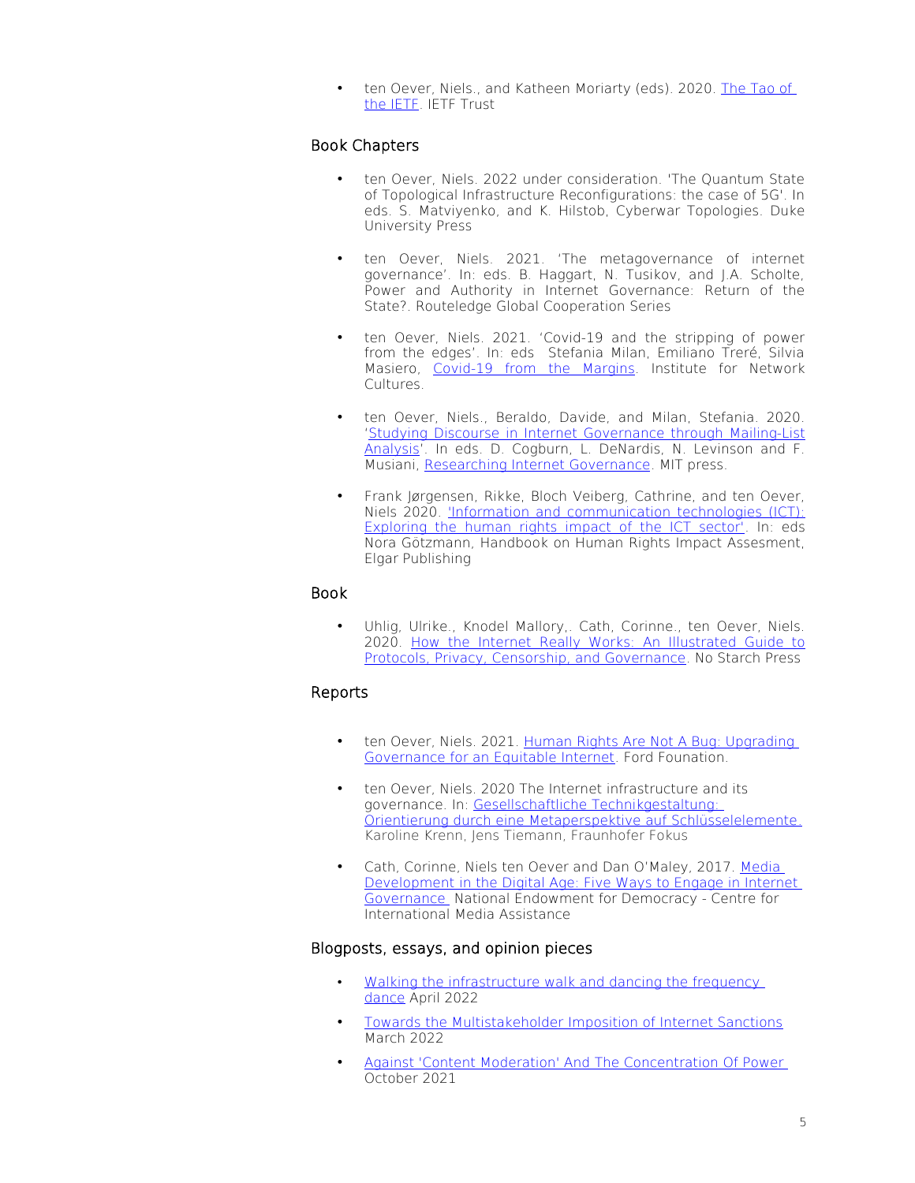- ten Oever, Niels., and Katheen Moriarty (eds). 2020. The Tao of the IETF. IETF Trust

## Book Chapters

- ten Oever, Niels. 2022 under consideration. 'The Quantum State of Topological Infrastructure Reconfigurations: the case of 5G'. In eds. S. Matviyenko, and K. Hilstob, Cyberwar Topologies. Duke University Press

- ten Oever, Niels. 2021. 'The metagovernance of internet governance'. In: eds. B. Haggart, N. Tusikov, and J.A. Scholte, Power and Authority in Internet Governance: Return of the State?. Routeledge Global Cooperation Series

- ten Oever, Niels. 2021. 'Covid-19 and the stripping of power from the edges'. In: eds Stefania Milan, Emiliano Treré, Silvia Masiero, Covid-19 from the Margins. Institute for Network Cultures.

- ten Oever, Niels., Beraldo, Davide, and Milan, Stefania. 2020. 'Studying Discourse in Internet Governance through Mailing-List Analysis'. In eds. D. Cogburn, L. DeNardis, N. Levinson and F. Musiani, Researching Internet Governance. MIT press.

- Frank Jørgensen, Rikke, Bloch Veiberg, Cathrine, and ten Oever, Niels 2020. 'Information and communication technologies (ICT): Exploring the human rights impact of the ICT sector'. In: eds Nora Götzmann, Handbook on Human Rights Impact Assesment, Elgar Publishing

## Book

- Uhlig, Ulrike., Knodel Mallory,. Cath, Corinne., ten Oever, Niels. 2020. How the Internet Really Works: An Illustrated Guide to Protocols, Privacy, Censorship, and Governance. No Starch Press

## Reports

- ten Oever, Niels. 2021. Human Rights Are Not A Bug: Upgrading Governance for an Equitable Internet. Ford Founation.

- ten Oever, Niels. 2020 The Internet infrastructure and its governance. In: Gesellschaftliche Technikgestaltung: Orientierung durch eine Metaperspektive auf Schlüsselelemente. Karoline Krenn, Jens Tiemann, Fraunhofer Fokus

- Cath, Corinne, Niels ten Oever and Dan O'Maley, 2017. Media Development in the Digital Age: Five Ways to Engage in Internet Governance National Endowment for Democracy - Centre for International Media Assistance

## Blogposts, essays, and opinion pieces

- Walking the infrastructure walk and dancing the frequency dance April 2022
- Towards the Multistakeholder Imposition of Internet Sanctions March 2022
- Against 'Content Moderation' And The Concentration Of Power October 2021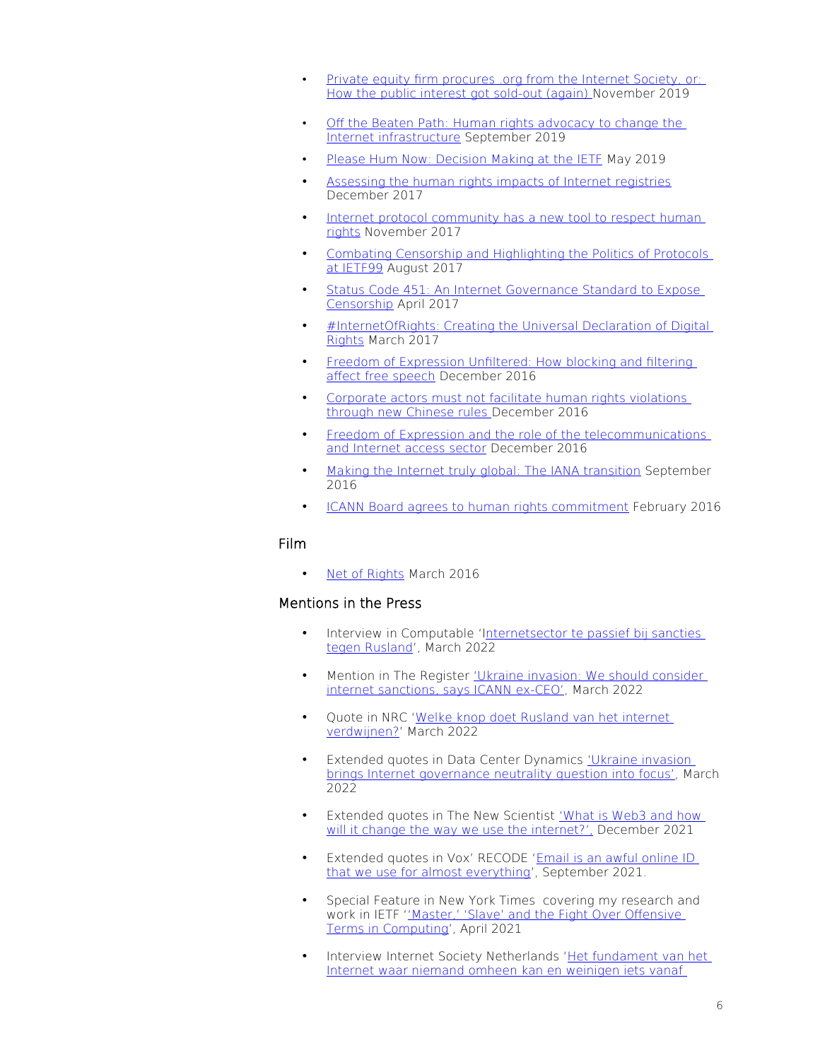- Private equity firm procures .org from the Internet Society, or: How the public interest got sold-out (again) November 2019
- Off the Beaten Path: Human rights advocacy to change the Internet infrastructure September 2019
- Please Hum Now: Decision Making at the IETF May 2019
- Assessing the human rights impacts of Internet registries December 2017
- Internet protocol community has a new tool to respect human rights November 2017
- Combating Censorship and Highlighting the Politics of Protocols at IETF99 August 2017
- Status Code 451: An Internet Governance Standard to Expose Censorship April 2017
- #InternetOfRights: Creating the Universal Declaration of Digital Rights March 2017
- Freedom of Expression Unfiltered: How blocking and filtering affect free speech December 2016
- Corporate actors must not facilitate human rights violations through new Chinese rules December 2016
- Freedom of Expression and the role of the telecommunications and Internet access sector December 2016
- Making the Internet truly global: The IANA transition September 2016
- ICANN Board agrees to human rights commitment February 2016

## Film

- Net of Rights March 2016

## Mentions in the Press

- Interview in Computable 'Internetsector te passief bij sancties tegen Rusland', March 2022
- Mention in The Register 'Ukraine invasion: We should consider internet sanctions, says ICANN ex-CEO', March 2022
- Quote in NRC 'Welke knop doet Rusland van het internet verdwijnen?' March 2022
- Extended quotes in Data Center Dynamics 'Ukraine invasion brings Internet governance neutrality question into focus', March 2022
- Extended quotes in The New Scientist 'What is Web3 and how will it change the way we use the internet?', December 2021
- Extended quotes in Vox' RECODE 'Email is an awful online ID that we use for almost everything', September 2021.
- Special Feature in New York Times covering my research and work in IETF ''Master,' 'Slave' and the Fight Over Offensive Terms in Computing', April 2021
- Interview Internet Society Netherlands 'Het fundament van het Internet waar niemand omheen kan en weinigen iets vanaf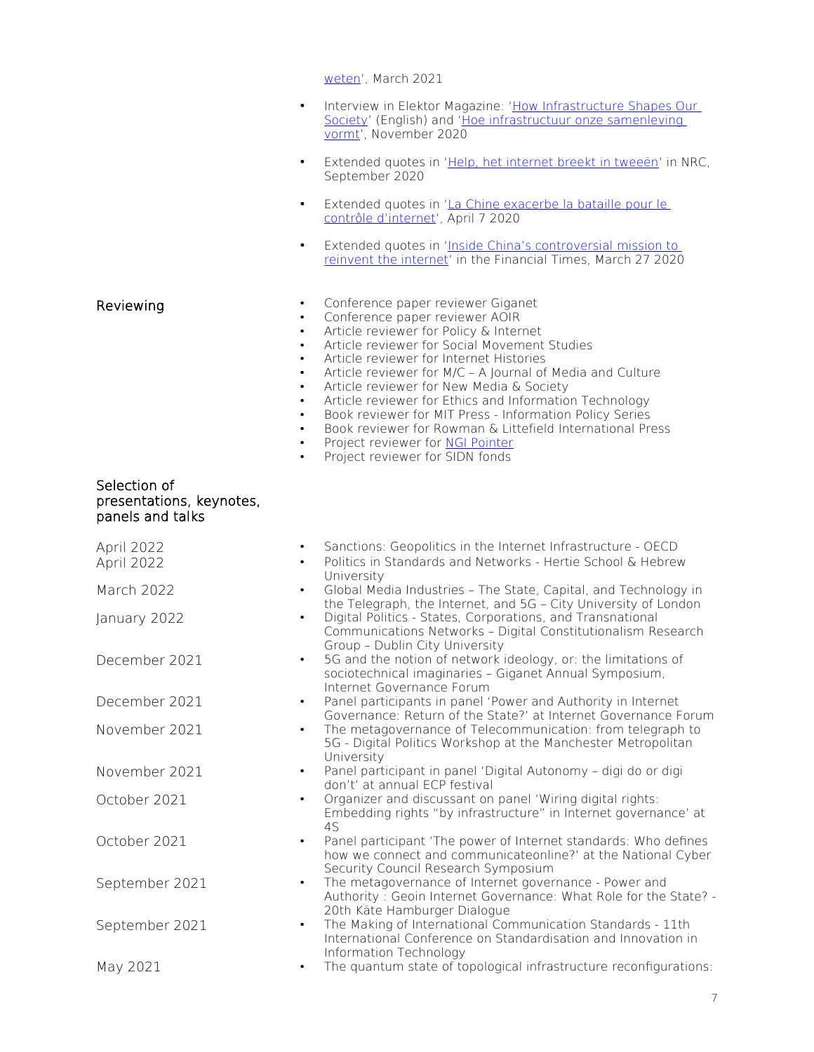weten', March 2021

- Interview in Elektor Magazine: 'How Infrastructure Shapes Our Society' (English) and 'Hoe infrastructuur onze samenleving vormt', November 2020
- Extended quotes in 'Help, het internet breekt in tweeën' in NRC, September 2020
- Extended quotes in 'La Chine exacerbe la bataille pour le contrôle d'internet', April 7 2020
- Extended quotes in 'Inside China's controversial mission to reinvent the internet' in the Financial Times, March 27 2020

## Reviewing

- Conference paper reviewer Giganet
- Conference paper reviewer AOIR
- Article reviewer for Policy & Internet
- Article reviewer for Social Movement Studies
- Article reviewer for Internet Histories
- Article reviewer for M/C – A Journal of Media and Culture
- Article reviewer for New Media & Society
- Article reviewer for Ethics and Information Technology
- Book reviewer for MIT Press - Information Policy Series
- Book reviewer for Rowman & Littefield International Press
- Project reviewer for NGI Pointer
- Project reviewer for SIDN fonds

## Selection of presentations, keynotes, panels and talks

| | |
|---|---|
| April 2022 | • Sanctions: Geopolitics in the Internet Infrastructure - OECD |
| April 2022 | • Politics in Standards and Networks - Hertie School & Hebrew University |
| March 2022 | • Global Media Industries – The State, Capital, and Technology in the Telegraph, the Internet, and 5G – City University of London |
| January 2022 | • Digital Politics - States, Corporations, and Transnational Communications Networks – Digital Constitutionalism Research Group – Dublin City University |
| December 2021 | • 5G and the notion of network ideology, or: the limitations of sociotechnical imaginaries – Giganet Annual Symposium, Internet Governance Forum |
| December 2021 | • Panel participants in panel 'Power and Authority in Internet Governance: Return of the State?' at Internet Governance Forum |
| November 2021 | • The metagovernance of Telecommunication: from telegraph to 5G - Digital Politics Workshop at the Manchester Metropolitan University |
| November 2021 | • Panel participant in panel 'Digital Autonomy – digi do or digi don't' at annual ECP festival |
| October 2021 | • Organizer and discussant on panel 'Wiring digital rights: Embedding rights "by infrastructure" in Internet governance' at 4S |
| October 2021 | • Panel participant 'The power of Internet standards: Who defines how we connect and communicateonline?' at the National Cyber Security Council Research Symposium |
| September 2021 | • The metagovernance of Internet governance - Power and Authority : Geoin Internet Governance: What Role for the State? - 20th Käte Hamburger Dialogue |
| September 2021 | • The Making of International Communication Standards - 11th International Conference on Standardisation and Innovation in Information Technology |
| May 2021 | • The quantum state of topological infrastructure reconfigurations: |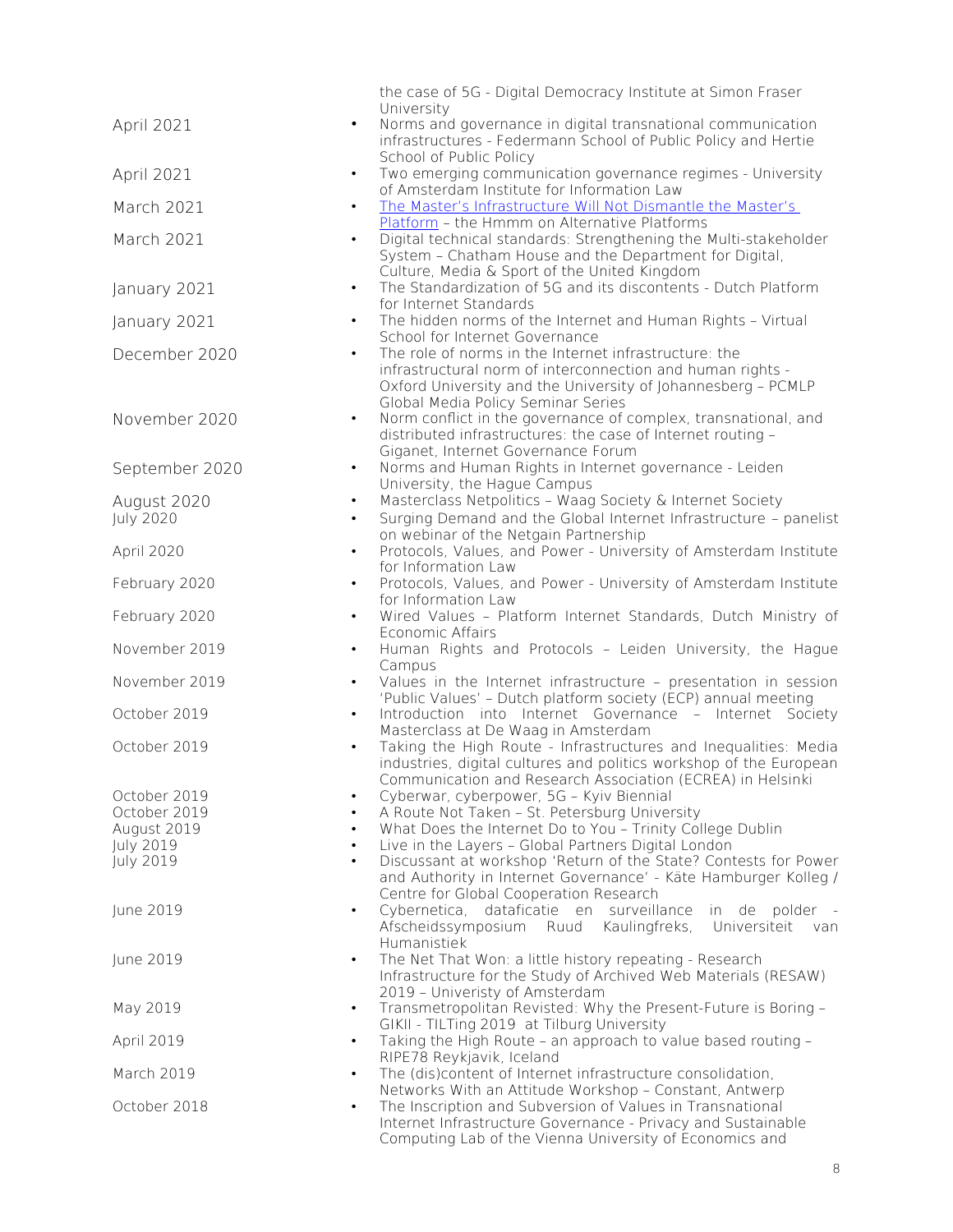the case of 5G - Digital Democracy Institute at Simon Fraser University

- April 2021 — Norms and governance in digital transnational communication infrastructures - Federmann School of Public Policy and Hertie School of Public Policy
- April 2021 — Two emerging communication governance regimes - University of Amsterdam Institute for Information Law
- March 2021 — [The Master's Infrastructure Will Not Dismantle the Master's Platform]() – the Hmmm on Alternative Platforms
- March 2021 — Digital technical standards: Strengthening the Multi-stakeholder System – Chatham House and the Department for Digital, Culture, Media & Sport of the United Kingdom
- January 2021 — The Standardization of 5G and its discontents - Dutch Platform for Internet Standards
- January 2021 — The hidden norms of the Internet and Human Rights – Virtual School for Internet Governance
- December 2020 — The role of norms in the Internet infrastructure: the infrastructural norm of interconnection and human rights - Oxford University and the University of Johannesberg – PCMLP Global Media Policy Seminar Series
- November 2020 — Norm conflict in the governance of complex, transnational, and distributed infrastructures: the case of Internet routing – Giganet, Internet Governance Forum
- September 2020 — Norms and Human Rights in Internet governance - Leiden University, the Hague Campus
- August 2020 — Masterclass Netpolitics – Waag Society & Internet Society
- July 2020 — Surging Demand and the Global Internet Infrastructure – panelist on webinar of the Netgain Partnership
- April 2020 — Protocols, Values, and Power - University of Amsterdam Institute for Information Law
- February 2020 — Protocols, Values, and Power - University of Amsterdam Institute for Information Law
- February 2020 — Wired Values – Platform Internet Standards, Dutch Ministry of Economic Affairs
- November 2019 — Human Rights and Protocols – Leiden University, the Hague Campus
- November 2019 — Values in the Internet infrastructure – presentation in session 'Public Values' – Dutch platform society (ECP) annual meeting
- October 2019 — Introduction into Internet Governance – Internet Society Masterclass at De Waag in Amsterdam
- October 2019 — Taking the High Route - Infrastructures and Inequalities: Media industries, digital cultures and politics workshop of the European Communication and Research Association (ECREA) in Helsinki
- October 2019 — Cyberwar, cyberpower, 5G – Kyiv Biennial
- October 2019 — A Route Not Taken – St. Petersburg University
- August 2019 — What Does the Internet Do to You – Trinity College Dublin
- July 2019 — Live in the Layers – Global Partners Digital London
- July 2019 — Discussant at workshop 'Return of the State? Contests for Power and Authority in Internet Governance' - Käte Hamburger Kolleg / Centre for Global Cooperation Research
- June 2019 — Cybernetica, dataficatie en surveillance in de polder - Afscheidssymposium Ruud Kaulingfreks, Universiteit van Humanistiek
- June 2019 — The Net That Won: a little history repeating - Research Infrastructure for the Study of Archived Web Materials (RESAW) 2019 – Univeristy of Amsterdam
- May 2019 — Transmetropolitan Revisted: Why the Present-Future is Boring – GIKII - TILTing 2019 at Tilburg University
- April 2019 — Taking the High Route – an approach to value based routing – RIPE78 Reykjavik, Iceland
- March 2019 — The (dis)content of Internet infrastructure consolidation, Networks With an Attitude Workshop – Constant, Antwerp
- October 2018 — The Inscription and Subversion of Values in Transnational Internet Infrastructure Governance - Privacy and Sustainable Computing Lab of the Vienna University of Economics and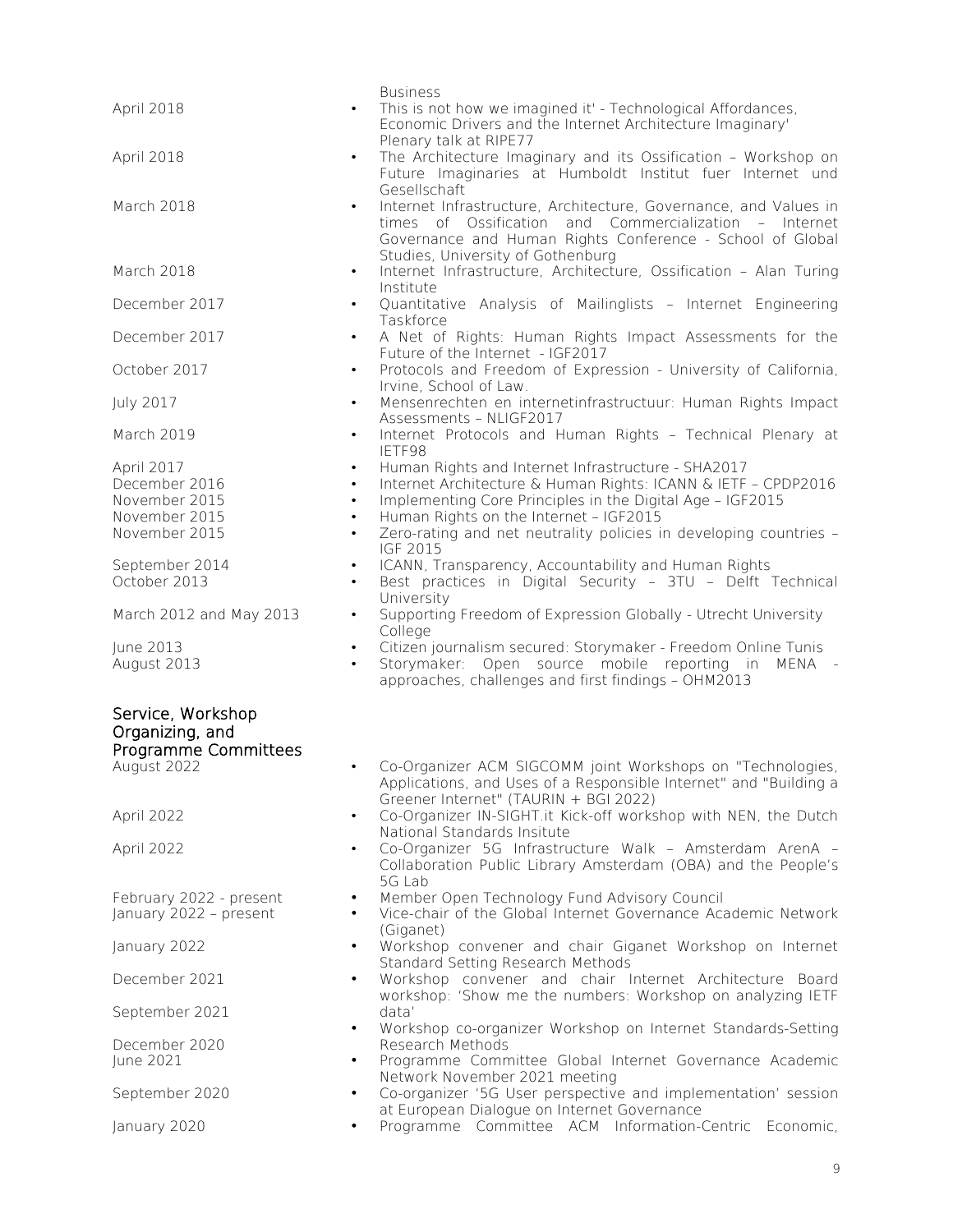Business

| | |
|---|---|
| April 2018 | • This is not how we imagined it' - Technological Affordances, Economic Drivers and the Internet Architecture Imaginary' Plenary talk at RIPE77 |
| April 2018 | • The Architecture Imaginary and its Ossification – Workshop on Future Imaginaries at Humboldt Institut fuer Internet und Gesellschaft |
| March 2018 | • Internet Infrastructure, Architecture, Governance, and Values in times of Ossification and Commercialization – Internet Governance and Human Rights Conference - School of Global Studies, University of Gothenburg |
| March 2018 | • Internet Infrastructure, Architecture, Ossification – Alan Turing Institute |
| December 2017 | • Quantitative Analysis of Mailinglists – Internet Engineering Taskforce |
| December 2017 | • A Net of Rights: Human Rights Impact Assessments for the Future of the Internet - IGF2017 |
| October 2017 | • Protocols and Freedom of Expression - University of California, Irvine, School of Law. |
| July 2017 | • Mensenrechten en internetinfrastructuur: Human Rights Impact Assessments – NLIGF2017 |
| March 2019 | • Internet Protocols and Human Rights – Technical Plenary at IETF98 |
| April 2017 | • Human Rights and Internet Infrastructure - SHA2017 |
| December 2016 | • Internet Architecture & Human Rights: ICANN & IETF – CPDP2016 |
| November 2015 | • Implementing Core Principles in the Digital Age – IGF2015 |
| November 2015 | • Human Rights on the Internet – IGF2015 |
| November 2015 | • Zero-rating and net neutrality policies in developing countries – IGF 2015 |
| September 2014 | • ICANN, Transparency, Accountability and Human Rights |
| October 2013 | • Best practices in Digital Security – 3TU – Delft Technical University |
| March 2012 and May 2013 | • Supporting Freedom of Expression Globally - Utrecht University College |
| June 2013 | • Citizen journalism secured: Storymaker - Freedom Online Tunis |
| August 2013 | • Storymaker: Open source mobile reporting in MENA - approaches, challenges and first findings – OHM2013 |

## Service, Workshop Organizing, and Programme Committees

| | |
|---|---|
| August 2022 | • Co-Organizer ACM SIGCOMM joint Workshops on "Technologies, Applications, and Uses of a Responsible Internet" and "Building a Greener Internet" (TAURIN + BGI 2022) |
| April 2022 | • Co-Organizer IN-SIGHT.it Kick-off workshop with NEN, the Dutch National Standards Insitute |
| April 2022 | • Co-Organizer 5G Infrastructure Walk – Amsterdam ArenA – Collaboration Public Library Amsterdam (OBA) and the People's 5G Lab |
| February 2022 - present | • Member Open Technology Fund Advisory Council |
| January 2022 – present | • Vice-chair of the Global Internet Governance Academic Network (Giganet) |
| January 2022 | • Workshop convener and chair Giganet Workshop on Internet Standard Setting Research Methods |
| December 2021 | • Workshop convener and chair Internet Architecture Board workshop: 'Show me the numbers: Workshop on analyzing IETF data' |
| September 2021 | • Workshop co-organizer Workshop on Internet Standards-Setting Research Methods |
| December 2020 | |
| June 2021 | • Programme Committee Global Internet Governance Academic Network November 2021 meeting |
| September 2020 | • Co-organizer '5G User perspective and implementation' session at European Dialogue on Internet Governance |
| January 2020 | • Programme Committee ACM Information-Centric Economic, |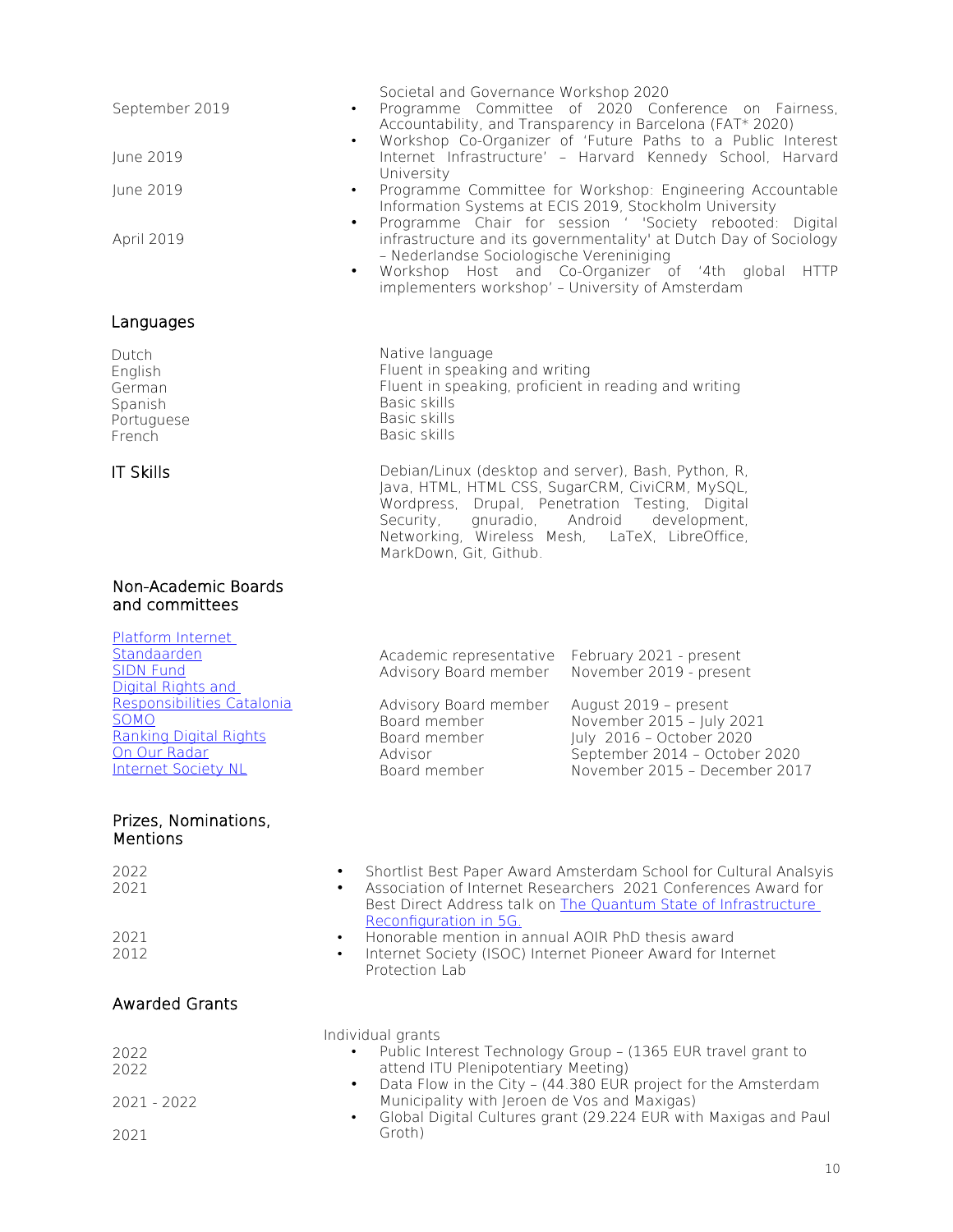| | |
|---|---|
| | Societal and Governance Workshop 2020 |
| September 2019 | • Programme Committee of 2020 Conference on Fairness, Accountability, and Transparency in Barcelona (FAT* 2020) |
| June 2019 | • Workshop Co-Organizer of 'Future Paths to a Public Interest Internet Infrastructure' – Harvard Kennedy School, Harvard University |
| June 2019 | • Programme Committee for Workshop: Engineering Accountable Information Systems at ECIS 2019, Stockholm University |
| April 2019 | • Programme Chair for session ' 'Society rebooted: Digital infrastructure and its governmentality' at Dutch Day of Sociology – Nederlandse Sociologische Vereniniging |
| | • Workshop Host and Co-Organizer of '4th global HTTP implementers workshop' – University of Amsterdam |

## Languages

| | |
|---|---|
| Dutch | Native language |
| English | Fluent in speaking and writing |
| German | Fluent in speaking, proficient in reading and writing |
| Spanish | Basic skills |
| Portuguese | Basic skills |
| French | Basic skills |

## IT Skills

Debian/Linux (desktop and server), Bash, Python, R, Java, HTML, HTML CSS, SugarCRM, CiviCRM, MySQL, Wordpress, Drupal, Penetration Testing, Digital Security, gnuradio, Android development, Networking, Wireless Mesh, LaTeX, LibreOffice, MarkDown, Git, Github.

## Non-Academic Boards and committees

| | | |
|---|---|---|
| Platform Internet Standaarden | Academic representative | February 2021 - present |
| SIDN Fund | Advisory Board member | November 2019 - present |
| Digital Rights and Responsibilities Catalonia | Advisory Board member | August 2019 – present |
| SOMO | Board member | November 2015 – July 2021 |
| Ranking Digital Rights | Board member | July 2016 – October 2020 |
| On Our Radar | Advisor | September 2014 – October 2020 |
| Internet Society NL | Board member | November 2015 – December 2017 |

## Prizes, Nominations, Mentions

| | |
|---|---|
| 2022 | • Shortlist Best Paper Award Amsterdam School for Cultural Analsyis |
| 2021 | • Association of Internet Researchers 2021 Conferences Award for Best Direct Address talk on The Quantum State of Infrastructure Reconfiguration in 5G. |
| 2021 | • Honorable mention in annual AOIR PhD thesis award |
| 2012 | • Internet Society (ISOC) Internet Pioneer Award for Internet Protection Lab |

## Awarded Grants

Individual grants

| | |
|---|---|
| 2022 | • Public Interest Technology Group – (1365 EUR travel grant to attend ITU Plenipotentiary Meeting) |
| 2022 | • Data Flow in the City – (44.380 EUR project for the Amsterdam Municipality with Jeroen de Vos and Maxigas) |
| 2021 - 2022 | • Global Digital Cultures grant (29.224 EUR with Maxigas and Paul Groth) |
| 2021 | |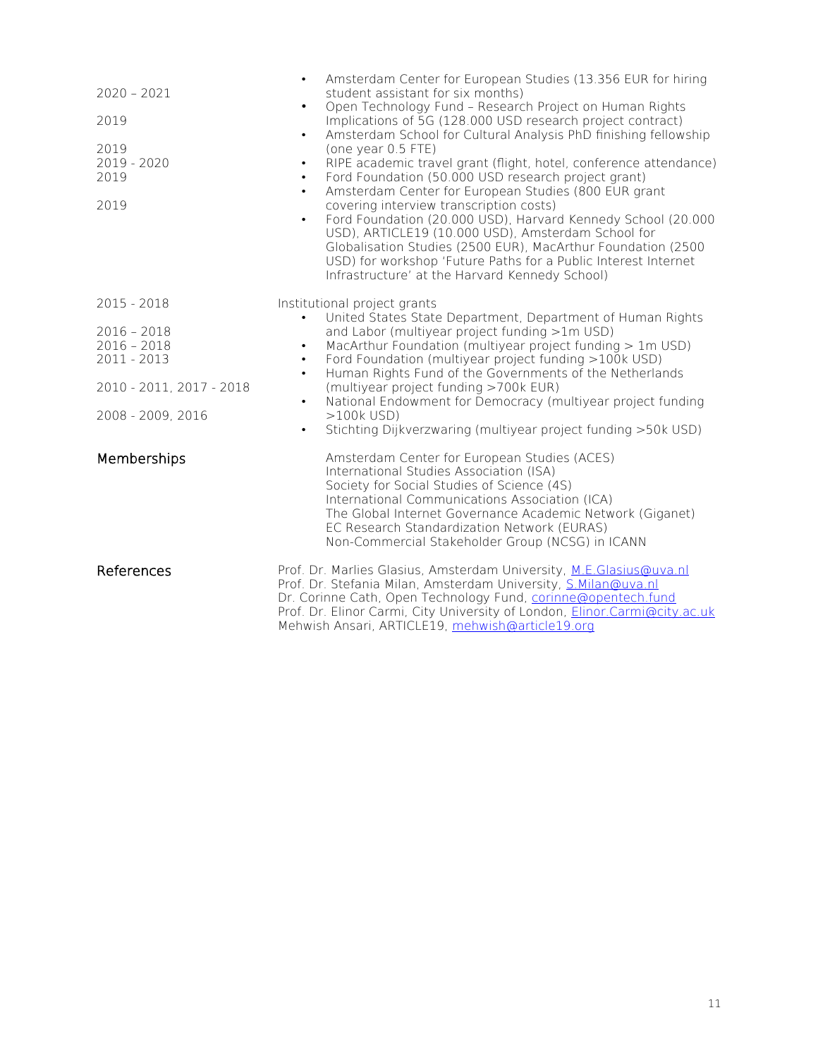| | |
|---|---|
| 2020 – 2021 | Amsterdam Center for European Studies (13.356 EUR for hiring student assistant for six months) |
| 2019 | Open Technology Fund – Research Project on Human Rights Implications of 5G (128.000 USD research project contract) |
| 2019 | Amsterdam School for Cultural Analysis PhD finishing fellowship (one year 0.5 FTE) |
| 2019 - 2020 | RIPE academic travel grant (flight, hotel, conference attendance) |
| 2019 | Ford Foundation (50.000 USD research project grant) |
| 2019 | Amsterdam Center for European Studies (800 EUR grant covering interview transcription costs) |
| | Ford Foundation (20.000 USD), Harvard Kennedy School (20.000 USD), ARTICLE19 (10.000 USD), Amsterdam School for Globalisation Studies (2500 EUR), MacArthur Foundation (2500 USD) for workshop 'Future Paths for a Public Interest Internet Infrastructure' at the Harvard Kennedy School) |

Institutional project grants

| | |
|---|---|
| 2015 - 2018 | United States State Department, Department of Human Rights and Labor (multiyear project funding >1m USD) |
| 2016 – 2018 | MacArthur Foundation (multiyear project funding > 1m USD) |
| 2016 – 2018 | Ford Foundation (multiyear project funding >100k USD) |
| 2011 - 2013 | Human Rights Fund of the Governments of the Netherlands (multiyear project funding >700k EUR) |
| 2010 - 2011, 2017 - 2018 | National Endowment for Democracy (multiyear project funding >100k USD) |
| 2008 - 2009, 2016 | Stichting Dijkverzwaring (multiyear project funding >50k USD) |

## Memberships

Amsterdam Center for European Studies (ACES)
International Studies Association (ISA)
Society for Social Studies of Science (4S)
International Communications Association (ICA)
The Global Internet Governance Academic Network (Giganet)
EC Research Standardization Network (EURAS)
Non-Commercial Stakeholder Group (NCSG) in ICANN

## References

Prof. Dr. Marlies Glasius, Amsterdam University, M.E.Glasius@uva.nl
Prof. Dr. Stefania Milan, Amsterdam University, S.Milan@uva.nl
Dr. Corinne Cath, Open Technology Fund, corinne@opentech.fund
Prof. Dr. Elinor Carmi, City University of London, Elinor.Carmi@city.ac.uk
Mehwish Ansari, ARTICLE19, mehwish@article19.org